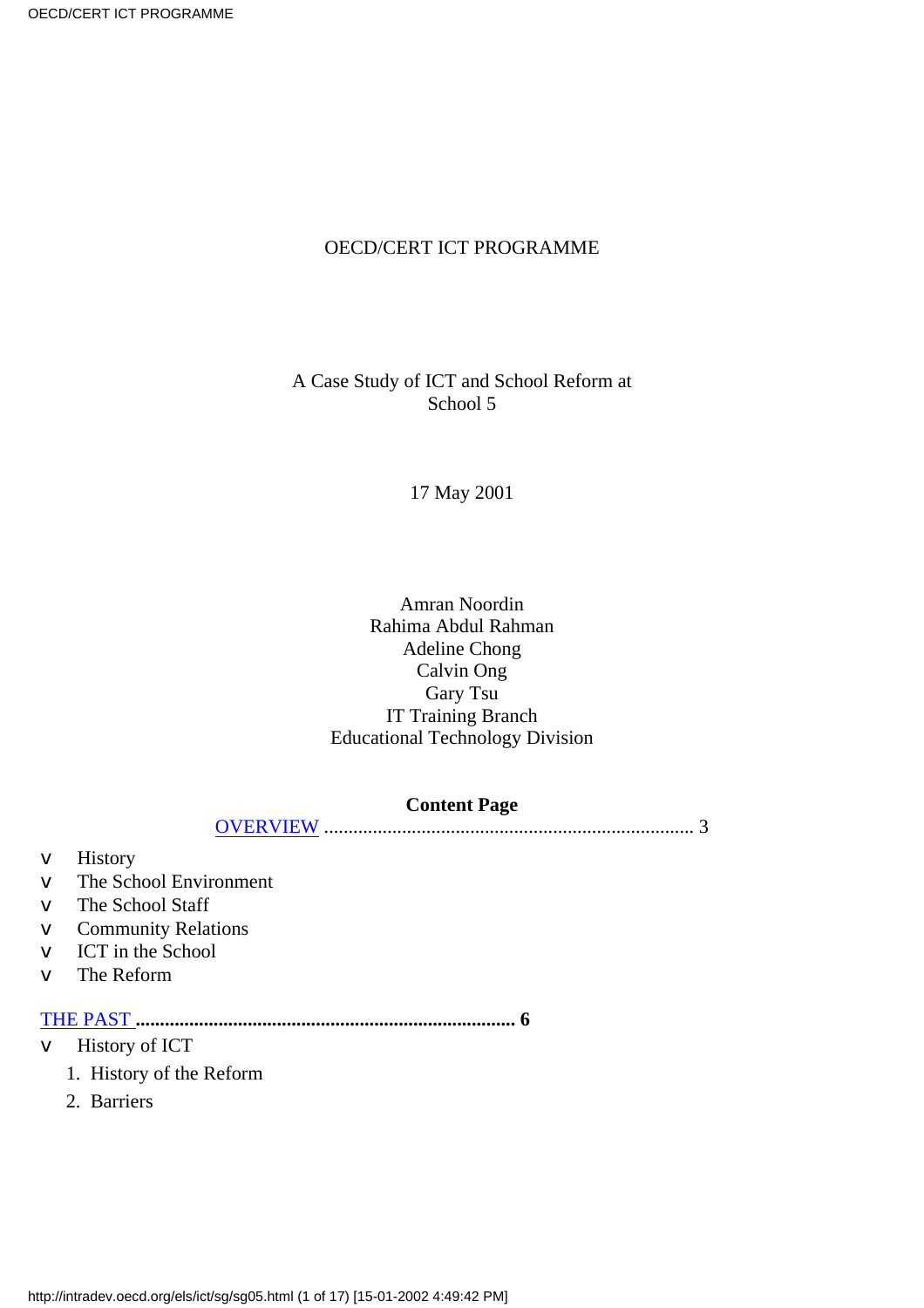OECD/CERT ICT PROGRAMME

A Case Study of ICT and School Reform at School 5

17 May 2001

Amran Noordin
Rahima Abdul Rahman
Adeline Chong
Calvin Ong
Gary Tsu
IT Training Branch
Educational Technology Division

**Content Page**

OVERVIEW ........................................................................... 3

- History
- The School Environment
- The School Staff
- Community Relations
- ICT in the School
- The Reform

THE PAST **............................................................................. 6**

- History of ICT
  1. History of the Reform
  2. Barriers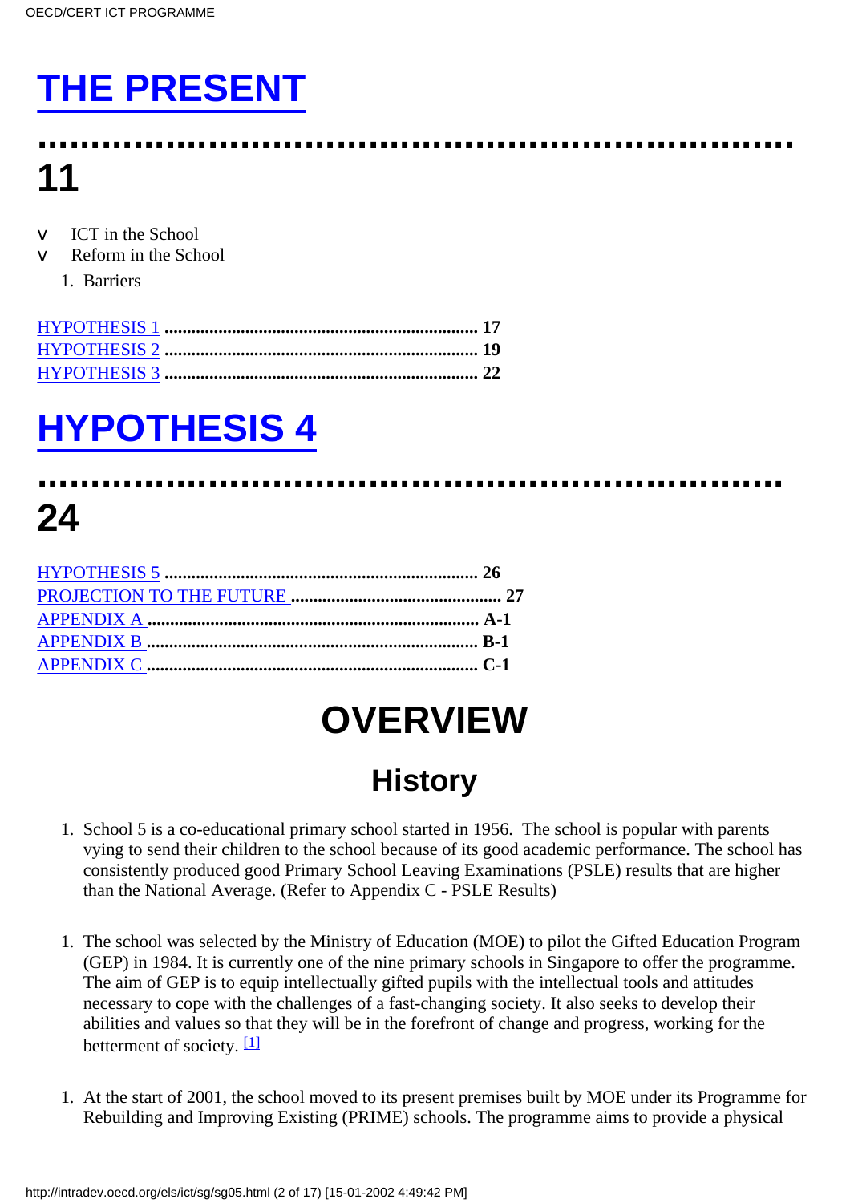# THE PRESENT ........................................................................ 11

- ICT in the School
- Reform in the School

1. Barriers

HYPOTHESIS 1 ........................................................................ 17
HYPOTHESIS 2 ........................................................................ 19
HYPOTHESIS 3 ........................................................................ 22

# HYPOTHESIS 4 ........................................................................ 24

HYPOTHESIS 5 ........................................................................ 26
PROJECTION TO THE FUTURE ................................................ 27
APPENDIX A ........................................................................ A-1
APPENDIX B ........................................................................ B-1
APPENDIX C ........................................................................ C-1

# OVERVIEW

## History

1. School 5 is a co-educational primary school started in 1956. The school is popular with parents vying to send their children to the school because of its good academic performance. The school has consistently produced good Primary School Leaving Examinations (PSLE) results that are higher than the National Average. (Refer to Appendix C - PSLE Results)

1. The school was selected by the Ministry of Education (MOE) to pilot the Gifted Education Program (GEP) in 1984. It is currently one of the nine primary schools in Singapore to offer the programme. The aim of GEP is to equip intellectually gifted pupils with the intellectual tools and attitudes necessary to cope with the challenges of a fast-changing society. It also seeks to develop their abilities and values so that they will be in the forefront of change and progress, working for the betterment of society. [1]

1. At the start of 2001, the school moved to its present premises built by MOE under its Programme for Rebuilding and Improving Existing (PRIME) schools. The programme aims to provide a physical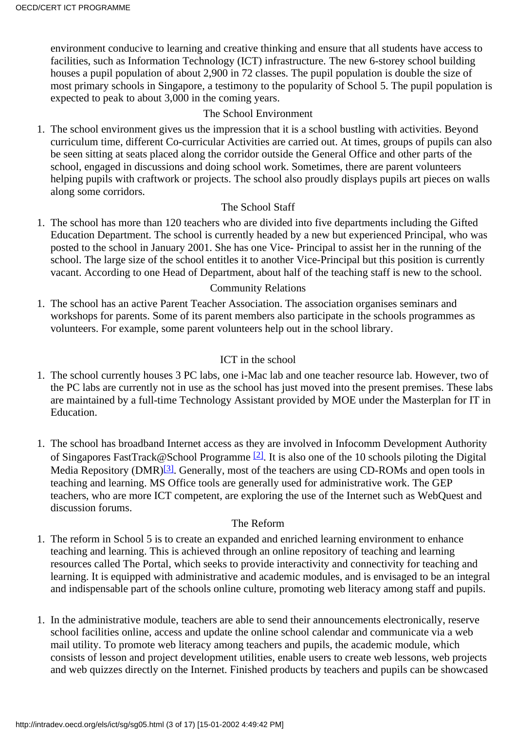environment conducive to learning and creative thinking and ensure that all students have access to facilities, such as Information Technology (ICT) infrastructure. The new 6-storey school building houses a pupil population of about 2,900 in 72 classes. The pupil population is double the size of most primary schools in Singapore, a testimony to the popularity of School 5. The pupil population is expected to peak to about 3,000 in the coming years.

### The School Environment

1. The school environment gives us the impression that it is a school bustling with activities. Beyond curriculum time, different Co-curricular Activities are carried out. At times, groups of pupils can also be seen sitting at seats placed along the corridor outside the General Office and other parts of the school, engaged in discussions and doing school work. Sometimes, there are parent volunteers helping pupils with craftwork or projects. The school also proudly displays pupils art pieces on walls along some corridors.

### The School Staff

1. The school has more than 120 teachers who are divided into five departments including the Gifted Education Department. The school is currently headed by a new but experienced Principal, who was posted to the school in January 2001. She has one Vice- Principal to assist her in the running of the school. The large size of the school entitles it to another Vice-Principal but this position is currently vacant. According to one Head of Department, about half of the teaching staff is new to the school.

### Community Relations

1. The school has an active Parent Teacher Association. The association organises seminars and workshops for parents. Some of its parent members also participate in the schools programmes as volunteers. For example, some parent volunteers help out in the school library.

### ICT in the school

1. The school currently houses 3 PC labs, one i-Mac lab and one teacher resource lab. However, two of the PC labs are currently not in use as the school has just moved into the present premises. These labs are maintained by a full-time Technology Assistant provided by MOE under the Masterplan for IT in Education.

1. The school has broadband Internet access as they are involved in Infocomm Development Authority of Singapores FastTrack@School Programme [2]. It is also one of the 10 schools piloting the Digital Media Repository (DMR)[3]. Generally, most of the teachers are using CD-ROMs and open tools in teaching and learning. MS Office tools are generally used for administrative work. The GEP teachers, who are more ICT competent, are exploring the use of the Internet such as WebQuest and discussion forums.

### The Reform

1. The reform in School 5 is to create an expanded and enriched learning environment to enhance teaching and learning. This is achieved through an online repository of teaching and learning resources called The Portal, which seeks to provide interactivity and connectivity for teaching and learning. It is equipped with administrative and academic modules, and is envisaged to be an integral and indispensable part of the schools online culture, promoting web literacy among staff and pupils.

1. In the administrative module, teachers are able to send their announcements electronically, reserve school facilities online, access and update the online school calendar and communicate via a web mail utility. To promote web literacy among teachers and pupils, the academic module, which consists of lesson and project development utilities, enable users to create web lessons, web projects and web quizzes directly on the Internet. Finished products by teachers and pupils can be showcased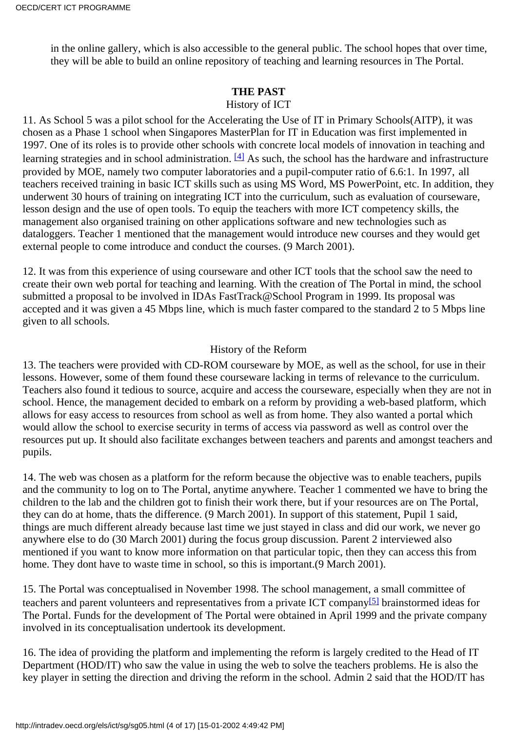in the online gallery, which is also accessible to the general public. The school hopes that over time, they will be able to build an online repository of teaching and learning resources in The Portal.

## THE PAST

### History of ICT

11. As School 5 was a pilot school for the Accelerating the Use of IT in Primary Schools(AITP), it was chosen as a Phase 1 school when Singapores MasterPlan for IT in Education was first implemented in 1997. One of its roles is to provide other schools with concrete local models of innovation in teaching and learning strategies and in school administration. [4] As such, the school has the hardware and infrastructure provided by MOE, namely two computer laboratories and a pupil-computer ratio of 6.6:1. In 1997, all teachers received training in basic ICT skills such as using MS Word, MS PowerPoint, etc. In addition, they underwent 30 hours of training on integrating ICT into the curriculum, such as evaluation of courseware, lesson design and the use of open tools. To equip the teachers with more ICT competency skills, the management also organised training on other applications software and new technologies such as dataloggers. Teacher 1 mentioned that the management would introduce new courses and they would get external people to come introduce and conduct the courses. (9 March 2001).

12. It was from this experience of using courseware and other ICT tools that the school saw the need to create their own web portal for teaching and learning. With the creation of The Portal in mind, the school submitted a proposal to be involved in IDAs FastTrack@School Program in 1999. Its proposal was accepted and it was given a 45 Mbps line, which is much faster compared to the standard 2 to 5 Mbps line given to all schools.

### History of the Reform

13. The teachers were provided with CD-ROM courseware by MOE, as well as the school, for use in their lessons. However, some of them found these courseware lacking in terms of relevance to the curriculum. Teachers also found it tedious to source, acquire and access the courseware, especially when they are not in school. Hence, the management decided to embark on a reform by providing a web-based platform, which allows for easy access to resources from school as well as from home. They also wanted a portal which would allow the school to exercise security in terms of access via password as well as control over the resources put up. It should also facilitate exchanges between teachers and parents and amongst teachers and pupils.

14. The web was chosen as a platform for the reform because the objective was to enable teachers, pupils and the community to log on to The Portal, anytime anywhere. Teacher 1 commented we have to bring the children to the lab and the children got to finish their work there, but if your resources are on The Portal, they can do at home, thats the difference. (9 March 2001). In support of this statement, Pupil 1 said, things are much different already because last time we just stayed in class and did our work, we never go anywhere else to do (30 March 2001) during the focus group discussion. Parent 2 interviewed also mentioned if you want to know more information on that particular topic, then they can access this from home. They dont have to waste time in school, so this is important.(9 March 2001).

15. The Portal was conceptualised in November 1998. The school management, a small committee of teachers and parent volunteers and representatives from a private ICT company[5] brainstormed ideas for The Portal. Funds for the development of The Portal were obtained in April 1999 and the private company involved in its conceptualisation undertook its development.

16. The idea of providing the platform and implementing the reform is largely credited to the Head of IT Department (HOD/IT) who saw the value in using the web to solve the teachers problems. He is also the key player in setting the direction and driving the reform in the school. Admin 2 said that the HOD/IT has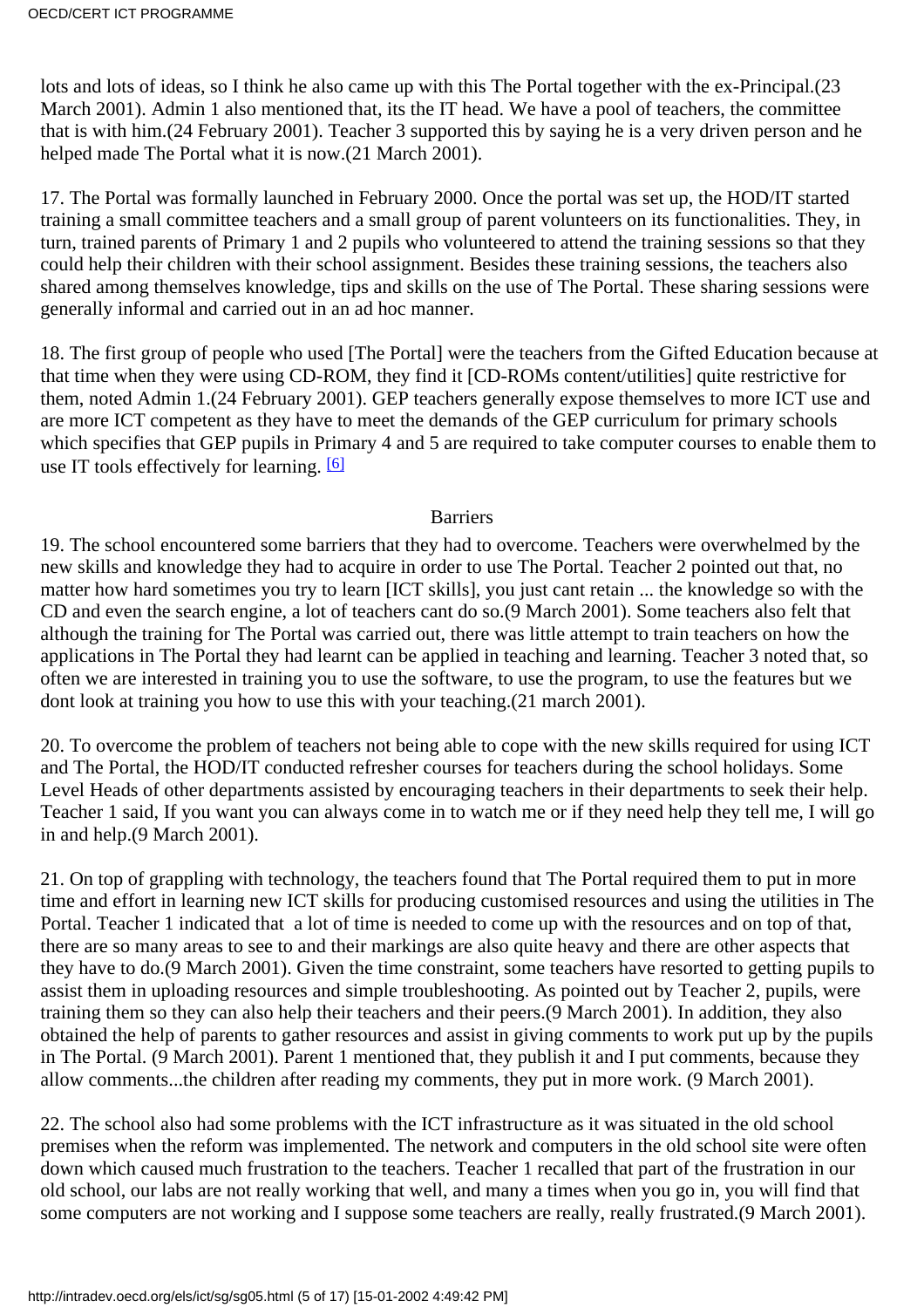lots and lots of ideas, so I think he also came up with this The Portal together with the ex-Principal.(23 March 2001). Admin 1 also mentioned that, its the IT head. We have a pool of teachers, the committee that is with him.(24 February 2001). Teacher 3 supported this by saying he is a very driven person and he helped made The Portal what it is now.(21 March 2001).

17. The Portal was formally launched in February 2000. Once the portal was set up, the HOD/IT started training a small committee teachers and a small group of parent volunteers on its functionalities. They, in turn, trained parents of Primary 1 and 2 pupils who volunteered to attend the training sessions so that they could help their children with their school assignment. Besides these training sessions, the teachers also shared among themselves knowledge, tips and skills on the use of The Portal. These sharing sessions were generally informal and carried out in an ad hoc manner.

18. The first group of people who used [The Portal] were the teachers from the Gifted Education because at that time when they were using CD-ROM, they find it [CD-ROMs content/utilities] quite restrictive for them, noted Admin 1.(24 February 2001). GEP teachers generally expose themselves to more ICT use and are more ICT competent as they have to meet the demands of the GEP curriculum for primary schools which specifies that GEP pupils in Primary 4 and 5 are required to take computer courses to enable them to use IT tools effectively for learning. [6]

Barriers

19. The school encountered some barriers that they had to overcome. Teachers were overwhelmed by the new skills and knowledge they had to acquire in order to use The Portal. Teacher 2 pointed out that, no matter how hard sometimes you try to learn [ICT skills], you just cant retain ... the knowledge so with the CD and even the search engine, a lot of teachers cant do so.(9 March 2001). Some teachers also felt that although the training for The Portal was carried out, there was little attempt to train teachers on how the applications in The Portal they had learnt can be applied in teaching and learning. Teacher 3 noted that, so often we are interested in training you to use the software, to use the program, to use the features but we dont look at training you how to use this with your teaching.(21 march 2001).

20. To overcome the problem of teachers not being able to cope with the new skills required for using ICT and The Portal, the HOD/IT conducted refresher courses for teachers during the school holidays. Some Level Heads of other departments assisted by encouraging teachers in their departments to seek their help. Teacher 1 said, If you want you can always come in to watch me or if they need help they tell me, I will go in and help.(9 March 2001).

21. On top of grappling with technology, the teachers found that The Portal required them to put in more time and effort in learning new ICT skills for producing customised resources and using the utilities in The Portal. Teacher 1 indicated that a lot of time is needed to come up with the resources and on top of that, there are so many areas to see to and their markings are also quite heavy and there are other aspects that they have to do.(9 March 2001). Given the time constraint, some teachers have resorted to getting pupils to assist them in uploading resources and simple troubleshooting. As pointed out by Teacher 2, pupils, were training them so they can also help their teachers and their peers.(9 March 2001). In addition, they also obtained the help of parents to gather resources and assist in giving comments to work put up by the pupils in The Portal. (9 March 2001). Parent 1 mentioned that, they publish it and I put comments, because they allow comments...the children after reading my comments, they put in more work. (9 March 2001).

22. The school also had some problems with the ICT infrastructure as it was situated in the old school premises when the reform was implemented. The network and computers in the old school site were often down which caused much frustration to the teachers. Teacher 1 recalled that part of the frustration in our old school, our labs are not really working that well, and many a times when you go in, you will find that some computers are not working and I suppose some teachers are really, really frustrated.(9 March 2001).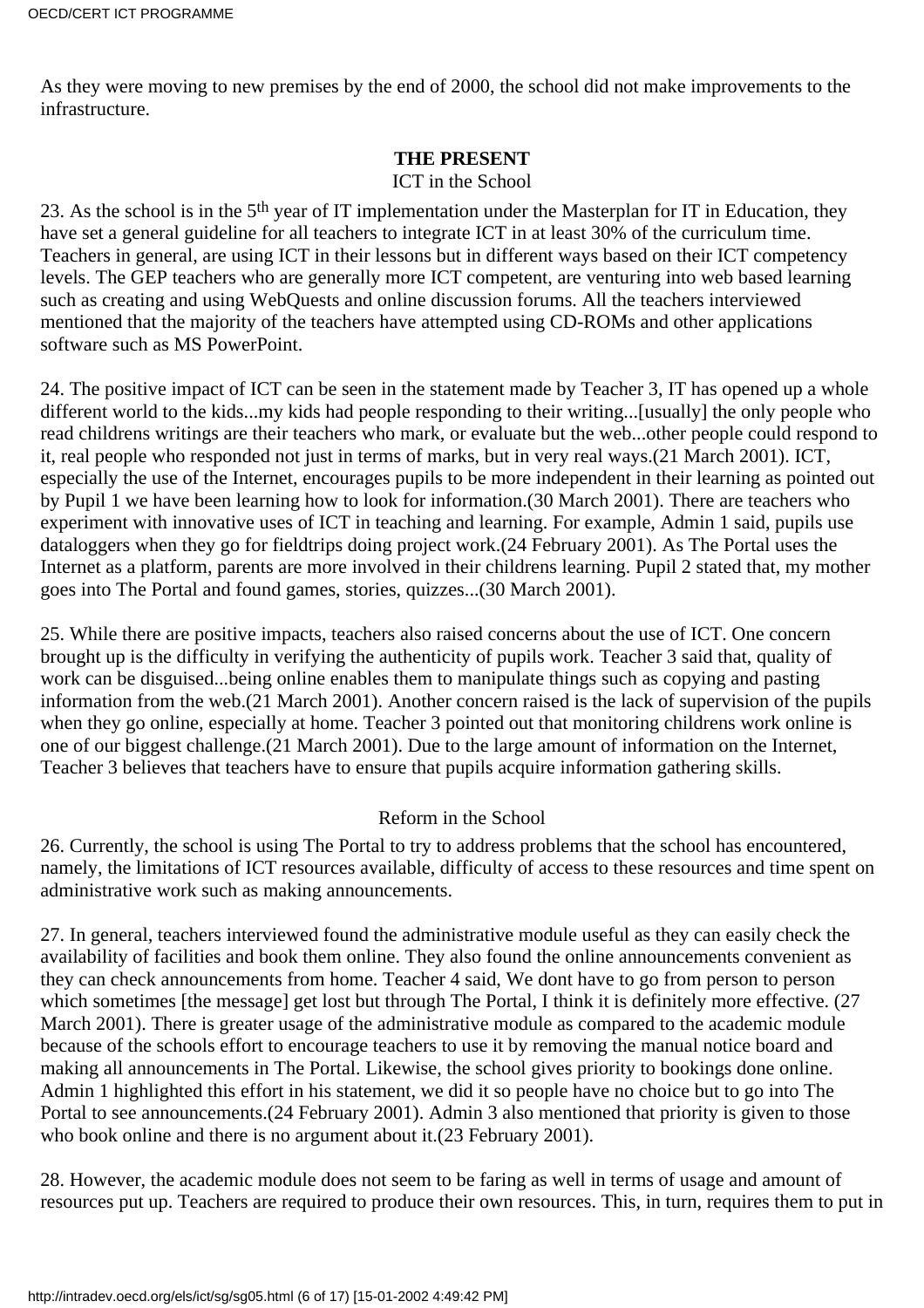As they were moving to new premises by the end of 2000, the school did not make improvements to the infrastructure.

## THE PRESENT

### ICT in the School

23. As the school is in the 5th year of IT implementation under the Masterplan for IT in Education, they have set a general guideline for all teachers to integrate ICT in at least 30% of the curriculum time. Teachers in general, are using ICT in their lessons but in different ways based on their ICT competency levels. The GEP teachers who are generally more ICT competent, are venturing into web based learning such as creating and using WebQuests and online discussion forums. All the teachers interviewed mentioned that the majority of the teachers have attempted using CD-ROMs and other applications software such as MS PowerPoint.

24. The positive impact of ICT can be seen in the statement made by Teacher 3, IT has opened up a whole different world to the kids...my kids had people responding to their writing...[usually] the only people who read childrens writings are their teachers who mark, or evaluate but the web...other people could respond to it, real people who responded not just in terms of marks, but in very real ways.(21 March 2001). ICT, especially the use of the Internet, encourages pupils to be more independent in their learning as pointed out by Pupil 1 we have been learning how to look for information.(30 March 2001). There are teachers who experiment with innovative uses of ICT in teaching and learning. For example, Admin 1 said, pupils use dataloggers when they go for fieldtrips doing project work.(24 February 2001). As The Portal uses the Internet as a platform, parents are more involved in their childrens learning. Pupil 2 stated that, my mother goes into The Portal and found games, stories, quizzes...(30 March 2001).

25. While there are positive impacts, teachers also raised concerns about the use of ICT. One concern brought up is the difficulty in verifying the authenticity of pupils work. Teacher 3 said that, quality of work can be disguised...being online enables them to manipulate things such as copying and pasting information from the web.(21 March 2001). Another concern raised is the lack of supervision of the pupils when they go online, especially at home. Teacher 3 pointed out that monitoring childrens work online is one of our biggest challenge.(21 March 2001). Due to the large amount of information on the Internet, Teacher 3 believes that teachers have to ensure that pupils acquire information gathering skills.

### Reform in the School

26. Currently, the school is using The Portal to try to address problems that the school has encountered, namely, the limitations of ICT resources available, difficulty of access to these resources and time spent on administrative work such as making announcements.

27. In general, teachers interviewed found the administrative module useful as they can easily check the availability of facilities and book them online. They also found the online announcements convenient as they can check announcements from home. Teacher 4 said, We dont have to go from person to person which sometimes [the message] get lost but through The Portal, I think it is definitely more effective. (27 March 2001). There is greater usage of the administrative module as compared to the academic module because of the schools effort to encourage teachers to use it by removing the manual notice board and making all announcements in The Portal. Likewise, the school gives priority to bookings done online. Admin 1 highlighted this effort in his statement, we did it so people have no choice but to go into The Portal to see announcements.(24 February 2001). Admin 3 also mentioned that priority is given to those who book online and there is no argument about it.(23 February 2001).

28. However, the academic module does not seem to be faring as well in terms of usage and amount of resources put up. Teachers are required to produce their own resources. This, in turn, requires them to put in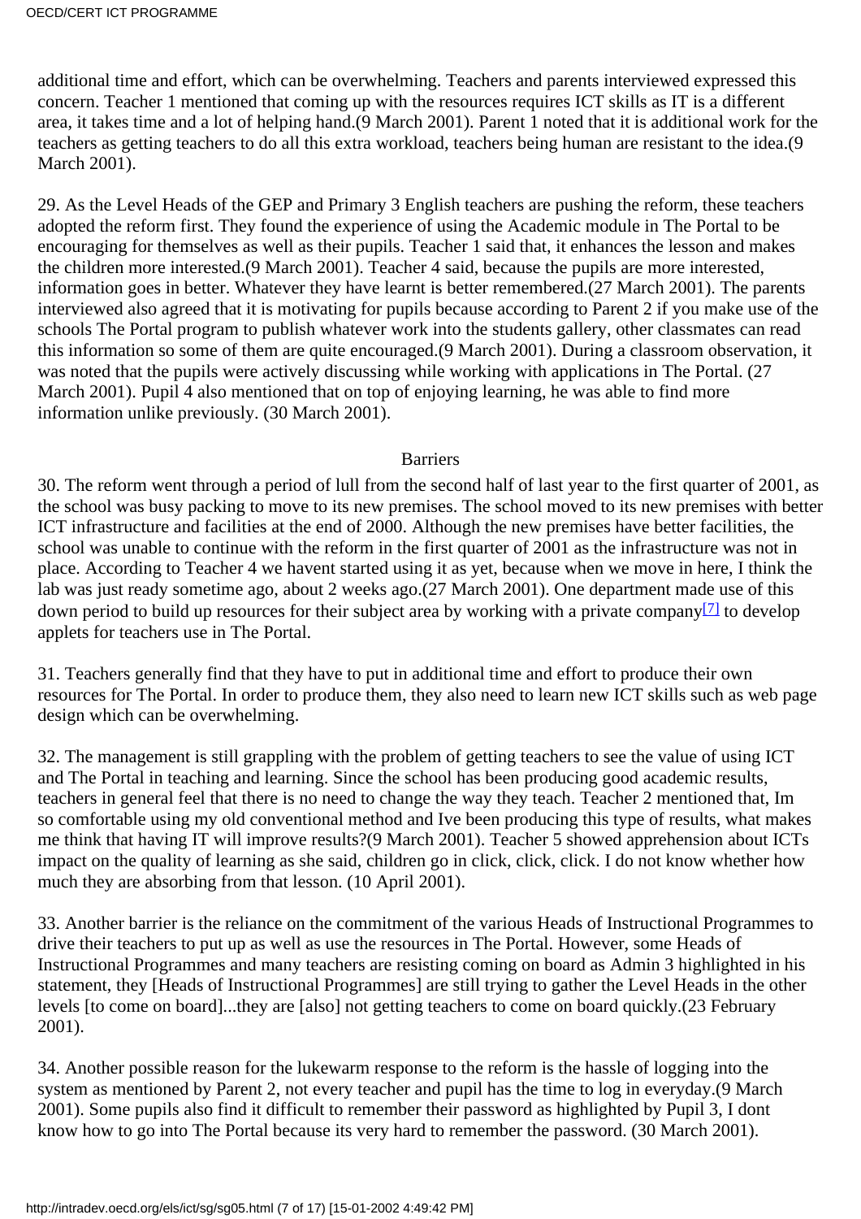additional time and effort, which can be overwhelming. Teachers and parents interviewed expressed this concern. Teacher 1 mentioned that coming up with the resources requires ICT skills as IT is a different area, it takes time and a lot of helping hand.(9 March 2001). Parent 1 noted that it is additional work for the teachers as getting teachers to do all this extra workload, teachers being human are resistant to the idea.(9 March 2001).

29. As the Level Heads of the GEP and Primary 3 English teachers are pushing the reform, these teachers adopted the reform first. They found the experience of using the Academic module in The Portal to be encouraging for themselves as well as their pupils. Teacher 1 said that, it enhances the lesson and makes the children more interested.(9 March 2001). Teacher 4 said, because the pupils are more interested, information goes in better. Whatever they have learnt is better remembered.(27 March 2001). The parents interviewed also agreed that it is motivating for pupils because according to Parent 2 if you make use of the schools The Portal program to publish whatever work into the students gallery, other classmates can read this information so some of them are quite encouraged.(9 March 2001). During a classroom observation, it was noted that the pupils were actively discussing while working with applications in The Portal. (27 March 2001). Pupil 4 also mentioned that on top of enjoying learning, he was able to find more information unlike previously. (30 March 2001).

Barriers

30. The reform went through a period of lull from the second half of last year to the first quarter of 2001, as the school was busy packing to move to its new premises. The school moved to its new premises with better ICT infrastructure and facilities at the end of 2000. Although the new premises have better facilities, the school was unable to continue with the reform in the first quarter of 2001 as the infrastructure was not in place. According to Teacher 4 we havent started using it as yet, because when we move in here, I think the lab was just ready sometime ago, about 2 weeks ago.(27 March 2001). One department made use of this down period to build up resources for their subject area by working with a private company[7] to develop applets for teachers use in The Portal.

31. Teachers generally find that they have to put in additional time and effort to produce their own resources for The Portal. In order to produce them, they also need to learn new ICT skills such as web page design which can be overwhelming.

32. The management is still grappling with the problem of getting teachers to see the value of using ICT and The Portal in teaching and learning. Since the school has been producing good academic results, teachers in general feel that there is no need to change the way they teach. Teacher 2 mentioned that, Im so comfortable using my old conventional method and Ive been producing this type of results, what makes me think that having IT will improve results?(9 March 2001). Teacher 5 showed apprehension about ICTs impact on the quality of learning as she said, children go in click, click, click. I do not know whether how much they are absorbing from that lesson. (10 April 2001).

33. Another barrier is the reliance on the commitment of the various Heads of Instructional Programmes to drive their teachers to put up as well as use the resources in The Portal. However, some Heads of Instructional Programmes and many teachers are resisting coming on board as Admin 3 highlighted in his statement, they [Heads of Instructional Programmes] are still trying to gather the Level Heads in the other levels [to come on board]...they are [also] not getting teachers to come on board quickly.(23 February 2001).

34. Another possible reason for the lukewarm response to the reform is the hassle of logging into the system as mentioned by Parent 2, not every teacher and pupil has the time to log in everyday.(9 March 2001). Some pupils also find it difficult to remember their password as highlighted by Pupil 3, I dont know how to go into The Portal because its very hard to remember the password. (30 March 2001).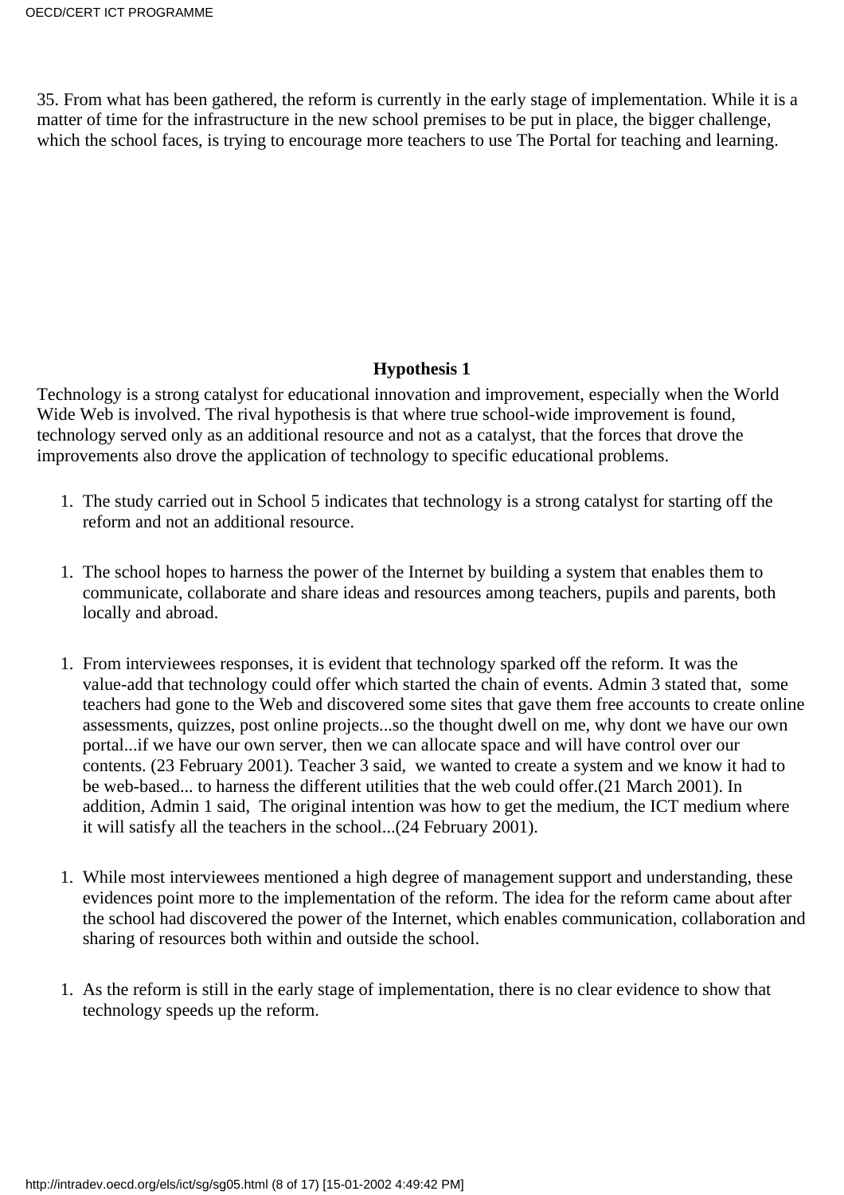35. From what has been gathered, the reform is currently in the early stage of implementation. While it is a matter of time for the infrastructure in the new school premises to be put in place, the bigger challenge, which the school faces, is trying to encourage more teachers to use The Portal for teaching and learning.

**Hypothesis 1**

Technology is a strong catalyst for educational innovation and improvement, especially when the World Wide Web is involved. The rival hypothesis is that where true school-wide improvement is found, technology served only as an additional resource and not as a catalyst, that the forces that drove the improvements also drove the application of technology to specific educational problems.

1. The study carried out in School 5 indicates that technology is a strong catalyst for starting off the reform and not an additional resource.

1. The school hopes to harness the power of the Internet by building a system that enables them to communicate, collaborate and share ideas and resources among teachers, pupils and parents, both locally and abroad.

1. From interviewees responses, it is evident that technology sparked off the reform. It was the value-add that technology could offer which started the chain of events. Admin 3 stated that, some teachers had gone to the Web and discovered some sites that gave them free accounts to create online assessments, quizzes, post online projects...so the thought dwell on me, why dont we have our own portal...if we have our own server, then we can allocate space and will have control over our contents. (23 February 2001). Teacher 3 said, we wanted to create a system and we know it had to be web-based... to harness the different utilities that the web could offer.(21 March 2001). In addition, Admin 1 said, The original intention was how to get the medium, the ICT medium where it will satisfy all the teachers in the school...(24 February 2001).

1. While most interviewees mentioned a high degree of management support and understanding, these evidences point more to the implementation of the reform. The idea for the reform came about after the school had discovered the power of the Internet, which enables communication, collaboration and sharing of resources both within and outside the school.

1. As the reform is still in the early stage of implementation, there is no clear evidence to show that technology speeds up the reform.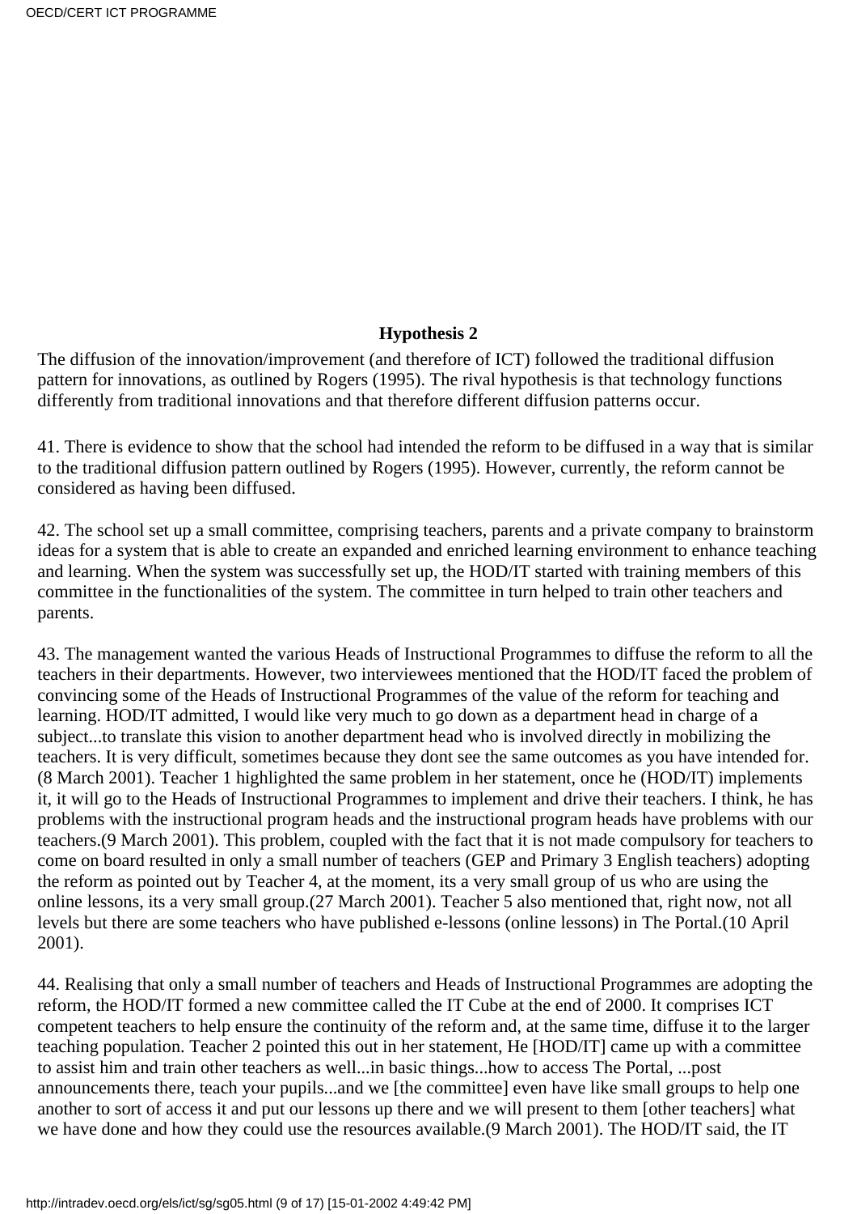**Hypothesis 2**

The diffusion of the innovation/improvement (and therefore of ICT) followed the traditional diffusion pattern for innovations, as outlined by Rogers (1995). The rival hypothesis is that technology functions differently from traditional innovations and that therefore different diffusion patterns occur.

41. There is evidence to show that the school had intended the reform to be diffused in a way that is similar to the traditional diffusion pattern outlined by Rogers (1995). However, currently, the reform cannot be considered as having been diffused.

42. The school set up a small committee, comprising teachers, parents and a private company to brainstorm ideas for a system that is able to create an expanded and enriched learning environment to enhance teaching and learning. When the system was successfully set up, the HOD/IT started with training members of this committee in the functionalities of the system. The committee in turn helped to train other teachers and parents.

43. The management wanted the various Heads of Instructional Programmes to diffuse the reform to all the teachers in their departments. However, two interviewees mentioned that the HOD/IT faced the problem of convincing some of the Heads of Instructional Programmes of the value of the reform for teaching and learning. HOD/IT admitted, I would like very much to go down as a department head in charge of a subject...to translate this vision to another department head who is involved directly in mobilizing the teachers. It is very difficult, sometimes because they dont see the same outcomes as you have intended for. (8 March 2001). Teacher 1 highlighted the same problem in her statement, once he (HOD/IT) implements it, it will go to the Heads of Instructional Programmes to implement and drive their teachers. I think, he has problems with the instructional program heads and the instructional program heads have problems with our teachers.(9 March 2001). This problem, coupled with the fact that it is not made compulsory for teachers to come on board resulted in only a small number of teachers (GEP and Primary 3 English teachers) adopting the reform as pointed out by Teacher 4, at the moment, its a very small group of us who are using the online lessons, its a very small group.(27 March 2001). Teacher 5 also mentioned that, right now, not all levels but there are some teachers who have published e-lessons (online lessons) in The Portal.(10 April 2001).

44. Realising that only a small number of teachers and Heads of Instructional Programmes are adopting the reform, the HOD/IT formed a new committee called the IT Cube at the end of 2000. It comprises ICT competent teachers to help ensure the continuity of the reform and, at the same time, diffuse it to the larger teaching population. Teacher 2 pointed this out in her statement, He [HOD/IT] came up with a committee to assist him and train other teachers as well...in basic things...how to access The Portal, ...post announcements there, teach your pupils...and we [the committee] even have like small groups to help one another to sort of access it and put our lessons up there and we will present to them [other teachers] what we have done and how they could use the resources available.(9 March 2001). The HOD/IT said, the IT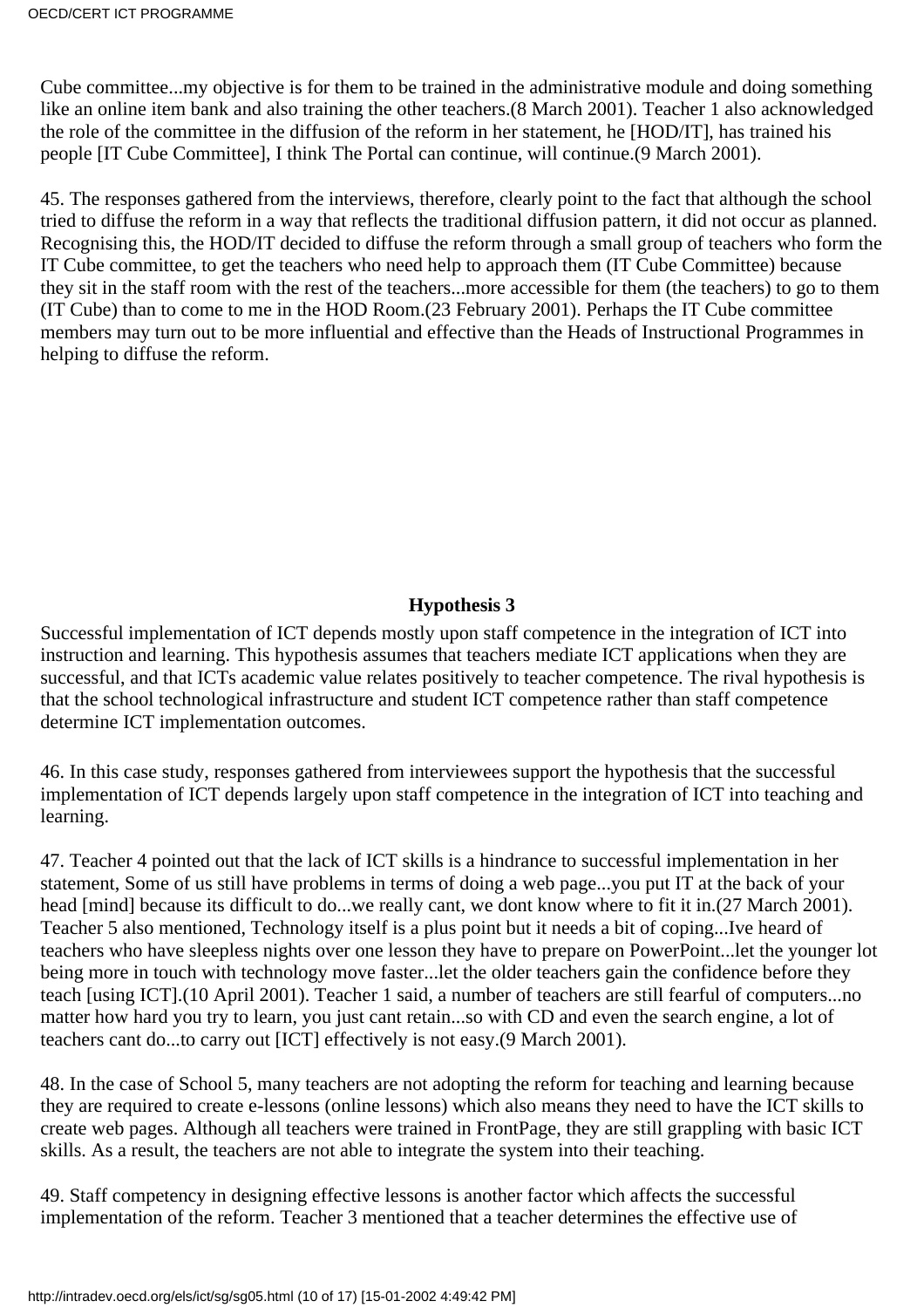Cube committee...my objective is for them to be trained in the administrative module and doing something like an online item bank and also training the other teachers.(8 March 2001). Teacher 1 also acknowledged the role of the committee in the diffusion of the reform in her statement, he [HOD/IT], has trained his people [IT Cube Committee], I think The Portal can continue, will continue.(9 March 2001).

45. The responses gathered from the interviews, therefore, clearly point to the fact that although the school tried to diffuse the reform in a way that reflects the traditional diffusion pattern, it did not occur as planned. Recognising this, the HOD/IT decided to diffuse the reform through a small group of teachers who form the IT Cube committee, to get the teachers who need help to approach them (IT Cube Committee) because they sit in the staff room with the rest of the teachers...more accessible for them (the teachers) to go to them (IT Cube) than to come to me in the HOD Room.(23 February 2001). Perhaps the IT Cube committee members may turn out to be more influential and effective than the Heads of Instructional Programmes in helping to diffuse the reform.

**Hypothesis 3**

Successful implementation of ICT depends mostly upon staff competence in the integration of ICT into instruction and learning. This hypothesis assumes that teachers mediate ICT applications when they are successful, and that ICTs academic value relates positively to teacher competence. The rival hypothesis is that the school technological infrastructure and student ICT competence rather than staff competence determine ICT implementation outcomes.

46. In this case study, responses gathered from interviewees support the hypothesis that the successful implementation of ICT depends largely upon staff competence in the integration of ICT into teaching and learning.

47. Teacher 4 pointed out that the lack of ICT skills is a hindrance to successful implementation in her statement, Some of us still have problems in terms of doing a web page...you put IT at the back of your head [mind] because its difficult to do...we really cant, we dont know where to fit it in.(27 March 2001). Teacher 5 also mentioned, Technology itself is a plus point but it needs a bit of coping...Ive heard of teachers who have sleepless nights over one lesson they have to prepare on PowerPoint...let the younger lot being more in touch with technology move faster...let the older teachers gain the confidence before they teach [using ICT].(10 April 2001). Teacher 1 said, a number of teachers are still fearful of computers...no matter how hard you try to learn, you just cant retain...so with CD and even the search engine, a lot of teachers cant do...to carry out [ICT] effectively is not easy.(9 March 2001).

48. In the case of School 5, many teachers are not adopting the reform for teaching and learning because they are required to create e-lessons (online lessons) which also means they need to have the ICT skills to create web pages. Although all teachers were trained in FrontPage, they are still grappling with basic ICT skills. As a result, the teachers are not able to integrate the system into their teaching.

49. Staff competency in designing effective lessons is another factor which affects the successful implementation of the reform. Teacher 3 mentioned that a teacher determines the effective use of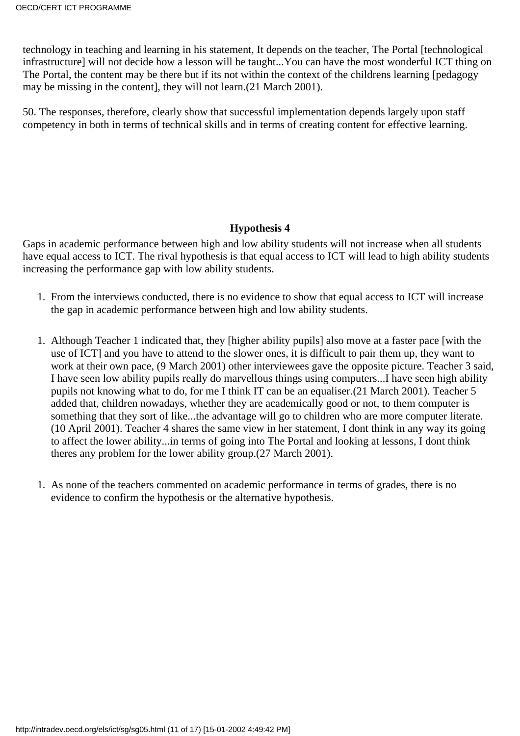technology in teaching and learning in his statement, It depends on the teacher, The Portal [technological infrastructure] will not decide how a lesson will be taught...You can have the most wonderful ICT thing on The Portal, the content may be there but if its not within the context of the childrens learning [pedagogy may be missing in the content], they will not learn.(21 March 2001).

50. The responses, therefore, clearly show that successful implementation depends largely upon staff competency in both in terms of technical skills and in terms of creating content for effective learning.

**Hypothesis 4**

Gaps in academic performance between high and low ability students will not increase when all students have equal access to ICT. The rival hypothesis is that equal access to ICT will lead to high ability students increasing the performance gap with low ability students.

1. From the interviews conducted, there is no evidence to show that equal access to ICT will increase the gap in academic performance between high and low ability students.

1. Although Teacher 1 indicated that, they [higher ability pupils] also move at a faster pace [with the use of ICT] and you have to attend to the slower ones, it is difficult to pair them up, they want to work at their own pace, (9 March 2001) other interviewees gave the opposite picture. Teacher 3 said, I have seen low ability pupils really do marvellous things using computers...I have seen high ability pupils not knowing what to do, for me I think IT can be an equaliser.(21 March 2001). Teacher 5 added that, children nowadays, whether they are academically good or not, to them computer is something that they sort of like...the advantage will go to children who are more computer literate.(10 April 2001). Teacher 4 shares the same view in her statement, I dont think in any way its going to affect the lower ability...in terms of going into The Portal and looking at lessons, I dont think theres any problem for the lower ability group.(27 March 2001).

1. As none of the teachers commented on academic performance in terms of grades, there is no evidence to confirm the hypothesis or the alternative hypothesis.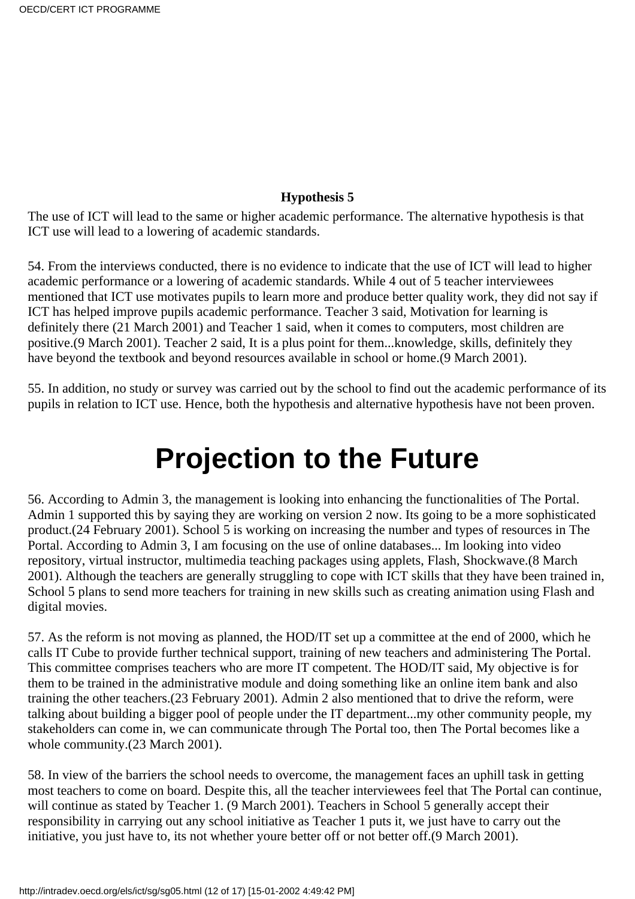**Hypothesis 5**

The use of ICT will lead to the same or higher academic performance. The alternative hypothesis is that ICT use will lead to a lowering of academic standards.

54. From the interviews conducted, there is no evidence to indicate that the use of ICT will lead to higher academic performance or a lowering of academic standards. While 4 out of 5 teacher interviewees mentioned that ICT use motivates pupils to learn more and produce better quality work, they did not say if ICT has helped improve pupils academic performance. Teacher 3 said, Motivation for learning is definitely there (21 March 2001) and Teacher 1 said, when it comes to computers, most children are positive.(9 March 2001). Teacher 2 said, It is a plus point for them...knowledge, skills, definitely they have beyond the textbook and beyond resources available in school or home.(9 March 2001).

55. In addition, no study or survey was carried out by the school to find out the academic performance of its pupils in relation to ICT use. Hence, both the hypothesis and alternative hypothesis have not been proven.

# Projection to the Future

56. According to Admin 3, the management is looking into enhancing the functionalities of The Portal. Admin 1 supported this by saying they are working on version 2 now. Its going to be a more sophisticated product.(24 February 2001). School 5 is working on increasing the number and types of resources in The Portal. According to Admin 3, I am focusing on the use of online databases... Im looking into video repository, virtual instructor, multimedia teaching packages using applets, Flash, Shockwave.(8 March 2001). Although the teachers are generally struggling to cope with ICT skills that they have been trained in, School 5 plans to send more teachers for training in new skills such as creating animation using Flash and digital movies.

57. As the reform is not moving as planned, the HOD/IT set up a committee at the end of 2000, which he calls IT Cube to provide further technical support, training of new teachers and administering The Portal. This committee comprises teachers who are more IT competent. The HOD/IT said, My objective is for them to be trained in the administrative module and doing something like an online item bank and also training the other teachers.(23 February 2001). Admin 2 also mentioned that to drive the reform, were talking about building a bigger pool of people under the IT department...my other community people, my stakeholders can come in, we can communicate through The Portal too, then The Portal becomes like a whole community.(23 March 2001).

58. In view of the barriers the school needs to overcome, the management faces an uphill task in getting most teachers to come on board. Despite this, all the teacher interviewees feel that The Portal can continue, will continue as stated by Teacher 1. (9 March 2001). Teachers in School 5 generally accept their responsibility in carrying out any school initiative as Teacher 1 puts it, we just have to carry out the initiative, you just have to, its not whether youre better off or not better off.(9 March 2001).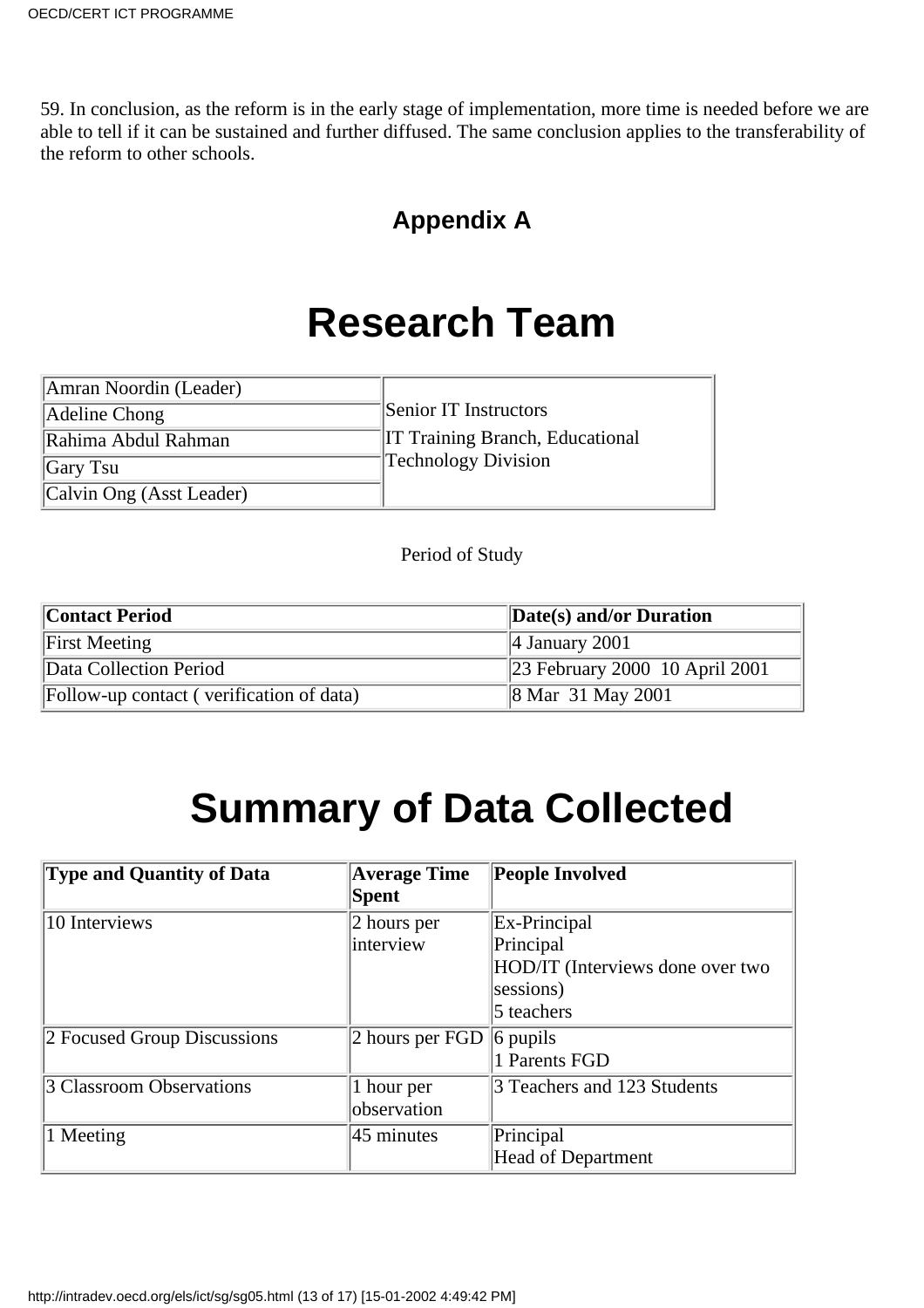59. In conclusion, as the reform is in the early stage of implementation, more time is needed before we are able to tell if it can be sustained and further diffused. The same conclusion applies to the transferability of the reform to other schools.

### Appendix A

# Research Team

| | |
|---|---|
| Amran Noordin (Leader) | Senior IT Instructors<br>IT Training Branch, Educational Technology Division |
| Adeline Chong | |
| Rahima Abdul Rahman | |
| Gary Tsu | |
| Calvin Ong (Asst Leader) | |

Period of Study

| Contact Period | Date(s) and/or Duration |
|---|---|
| First Meeting | 4 January 2001 |
| Data Collection Period | 23 February 2000  10 April 2001 |
| Follow-up contact ( verification of data) | 8 Mar  31 May 2001 |

# Summary of Data Collected

| Type and Quantity of Data | Average Time Spent | People Involved |
|---|---|---|
| 10 Interviews | 2 hours per interview | Ex-Principal<br>Principal<br>HOD/IT (Interviews done over two sessions)<br>5 teachers |
| 2 Focused Group Discussions | 2 hours per FGD | 6 pupils<br>1 Parents FGD |
| 3 Classroom Observations | 1 hour per observation | 3 Teachers and 123 Students |
| 1 Meeting | 45 minutes | Principal<br>Head of Department |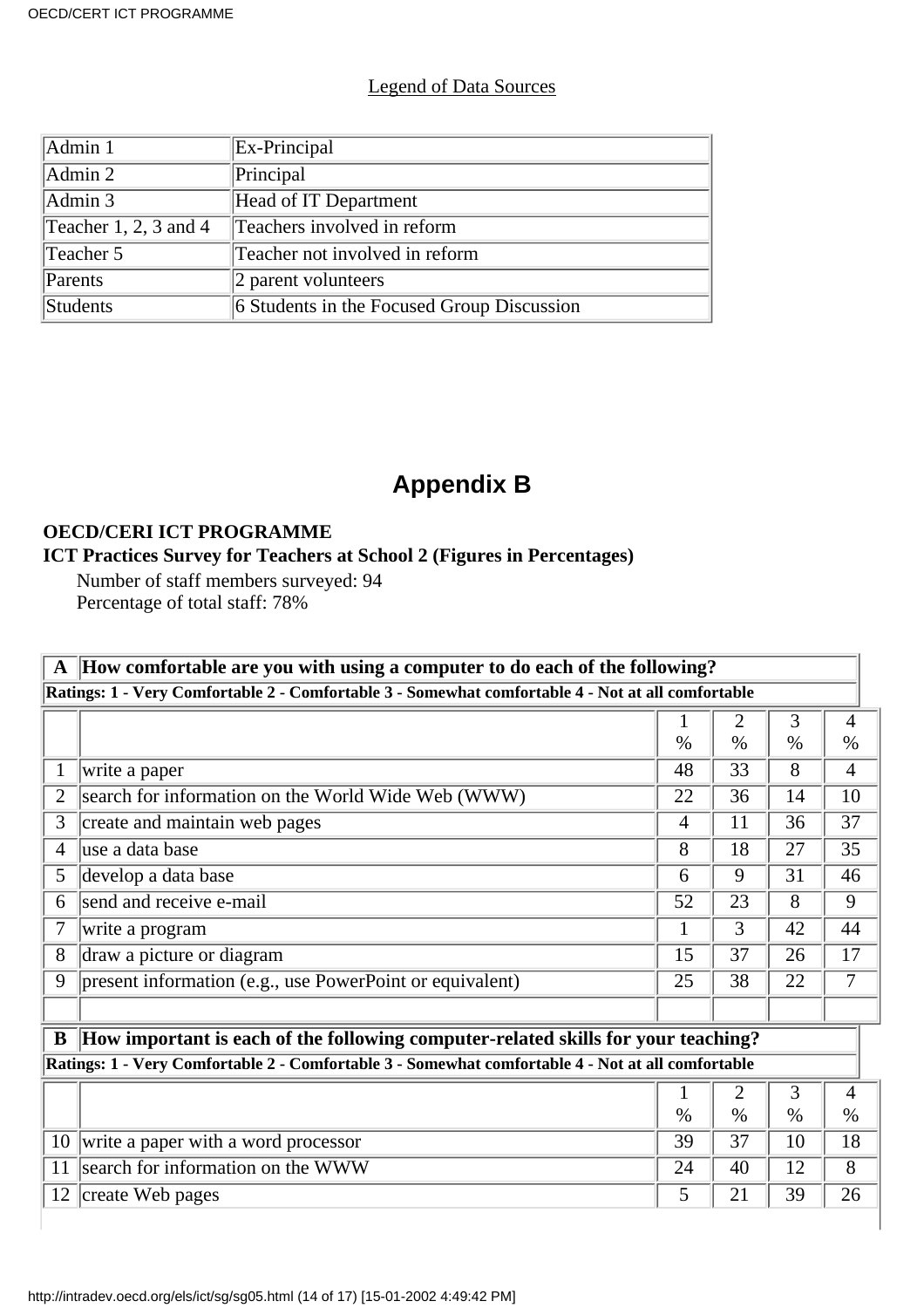Legend of Data Sources

| | |
|---|---|
| Admin 1 | Ex-Principal |
| Admin 2 | Principal |
| Admin 3 | Head of IT Department |
| Teacher 1, 2, 3 and 4 | Teachers involved in reform |
| Teacher 5 | Teacher not involved in reform |
| Parents | 2 parent volunteers |
| Students | 6 Students in the Focused Group Discussion |

# Appendix B

**OECD/CERI ICT PROGRAMME**

**ICT Practices Survey for Teachers at School 2 (Figures in Percentages)**

Number of staff members surveyed: 94
Percentage of total staff: 78%

| **A** | **How comfortable are you with using a computer to do each of the following?** | | | | |
|---|---|---|---|---|---|
| | **Ratings: 1 - Very Comfortable 2 - Comfortable 3 - Somewhat comfortable 4 - Not at all comfortable** | | | | |
| | | 1 % | 2 % | 3 % | 4 % |
| 1 | write a paper | 48 | 33 | 8 | 4 |
| 2 | search for information on the World Wide Web (WWW) | 22 | 36 | 14 | 10 |
| 3 | create and maintain web pages | 4 | 11 | 36 | 37 |
| 4 | use a data base | 8 | 18 | 27 | 35 |
| 5 | develop a data base | 6 | 9 | 31 | 46 |
| 6 | send and receive e-mail | 52 | 23 | 8 | 9 |
| 7 | write a program | 1 | 3 | 42 | 44 |
| 8 | draw a picture or diagram | 15 | 37 | 26 | 17 |
| 9 | present information (e.g., use PowerPoint or equivalent) | 25 | 38 | 22 | 7 |
| | | | | | |

| **B** | **How important is each of the following computer-related skills for your teaching?** | | | | |
|---|---|---|---|---|---|
| | **Ratings: 1 - Very Comfortable 2 - Comfortable 3 - Somewhat comfortable 4 - Not at all comfortable** | | | | |
| | | 1 % | 2 % | 3 % | 4 % |
| 10 | write a paper with a word processor | 39 | 37 | 10 | 18 |
| 11 | search for information on the WWW | 24 | 40 | 12 | 8 |
| 12 | create Web pages | 5 | 21 | 39 | 26 |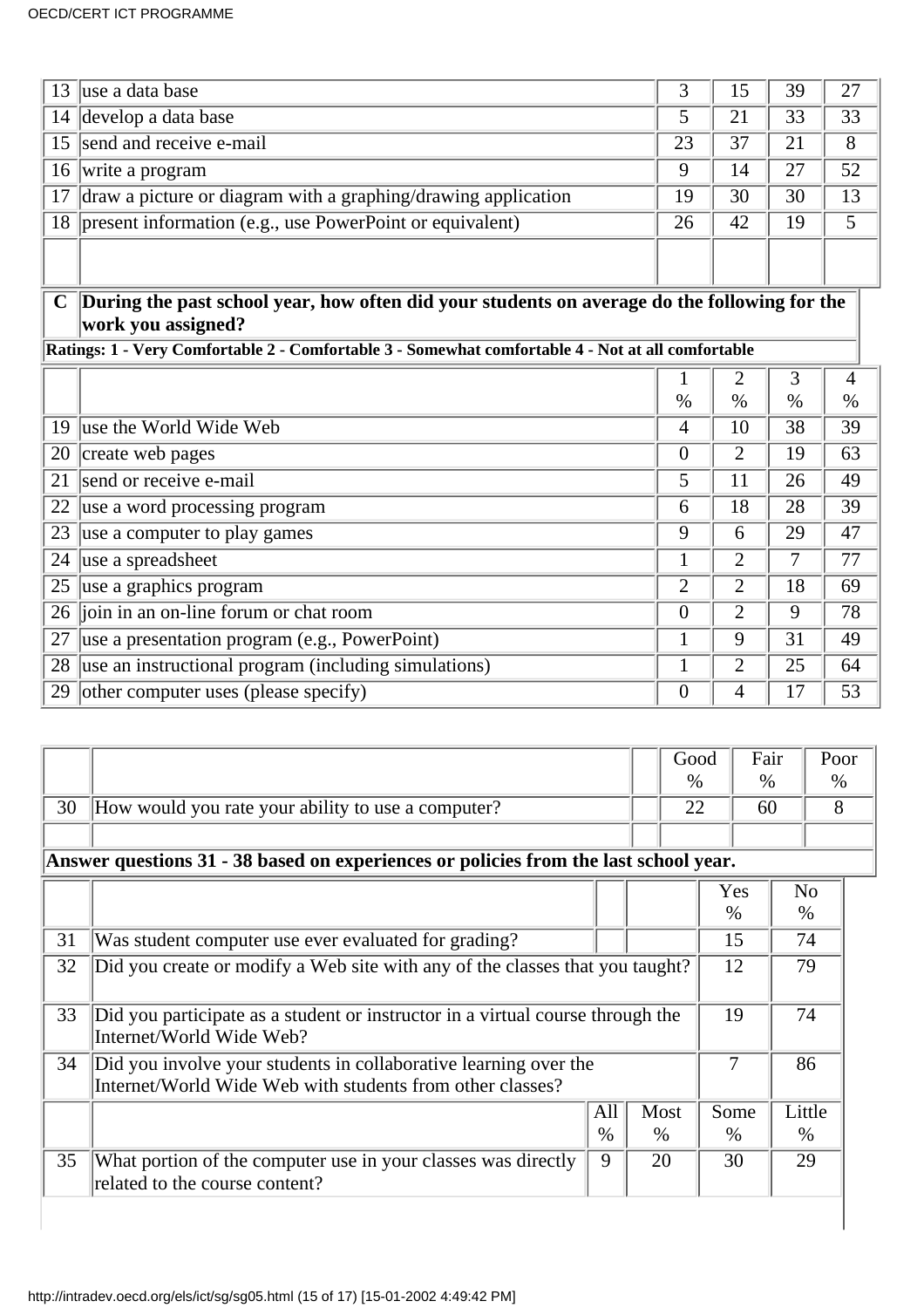| | | | | | |
|---|---|---|---|---|---|
| 13 | use a data base | 3 | 15 | 39 | 27 |
| 14 | develop a data base | 5 | 21 | 33 | 33 |
| 15 | send and receive e-mail | 23 | 37 | 21 | 8 |
| 16 | write a program | 9 | 14 | 27 | 52 |
| 17 | draw a picture or diagram with a graphing/drawing application | 19 | 30 | 30 | 13 |
| 18 | present information (e.g., use PowerPoint or equivalent) | 26 | 42 | 19 | 5 |
| | | | | | |

| C | During the past school year, how often did your students on average do the following for the work you assigned? |
|---|---|

**Ratings: 1 - Very Comfortable 2 - Comfortable 3 - Somewhat comfortable 4 - Not at all comfortable**

| | | 1 % | 2 % | 3 % | 4 % |
|---|---|---|---|---|---|
| 19 | use the World Wide Web | 4 | 10 | 38 | 39 |
| 20 | create web pages | 0 | 2 | 19 | 63 |
| 21 | send or receive e-mail | 5 | 11 | 26 | 49 |
| 22 | use a word processing program | 6 | 18 | 28 | 39 |
| 23 | use a computer to play games | 9 | 6 | 29 | 47 |
| 24 | use a spreadsheet | 1 | 2 | 7 | 77 |
| 25 | use a graphics program | 2 | 2 | 18 | 69 |
| 26 | join in an on-line forum or chat room | 0 | 2 | 9 | 78 |
| 27 | use a presentation program (e.g., PowerPoint) | 1 | 9 | 31 | 49 |
| 28 | use an instructional program (including simulations) | 1 | 2 | 25 | 64 |
| 29 | other computer uses (please specify) | 0 | 4 | 17 | 53 |

| | | Good % | Fair % | Poor % |
|---|---|---|---|---|
| 30 | How would you rate your ability to use a computer? | 22 | 60 | 8 |

**Answer questions 31 - 38 based on experiences or policies from the last school year.**

| | | Yes % | No % |
|---|---|---|---|
| 31 | Was student computer use ever evaluated for grading? | 15 | 74 |
| 32 | Did you create or modify a Web site with any of the classes that you taught? | 12 | 79 |
| 33 | Did you participate as a student or instructor in a virtual course through the Internet/World Wide Web? | 19 | 74 |
| 34 | Did you involve your students in collaborative learning over the Internet/World Wide Web with students from other classes? | 7 | 86 |

| | | All % | Most % | Some % | Little % |
|---|---|---|---|---|---|
| 35 | What portion of the computer use in your classes was directly related to the course content? | 9 | 20 | 30 | 29 |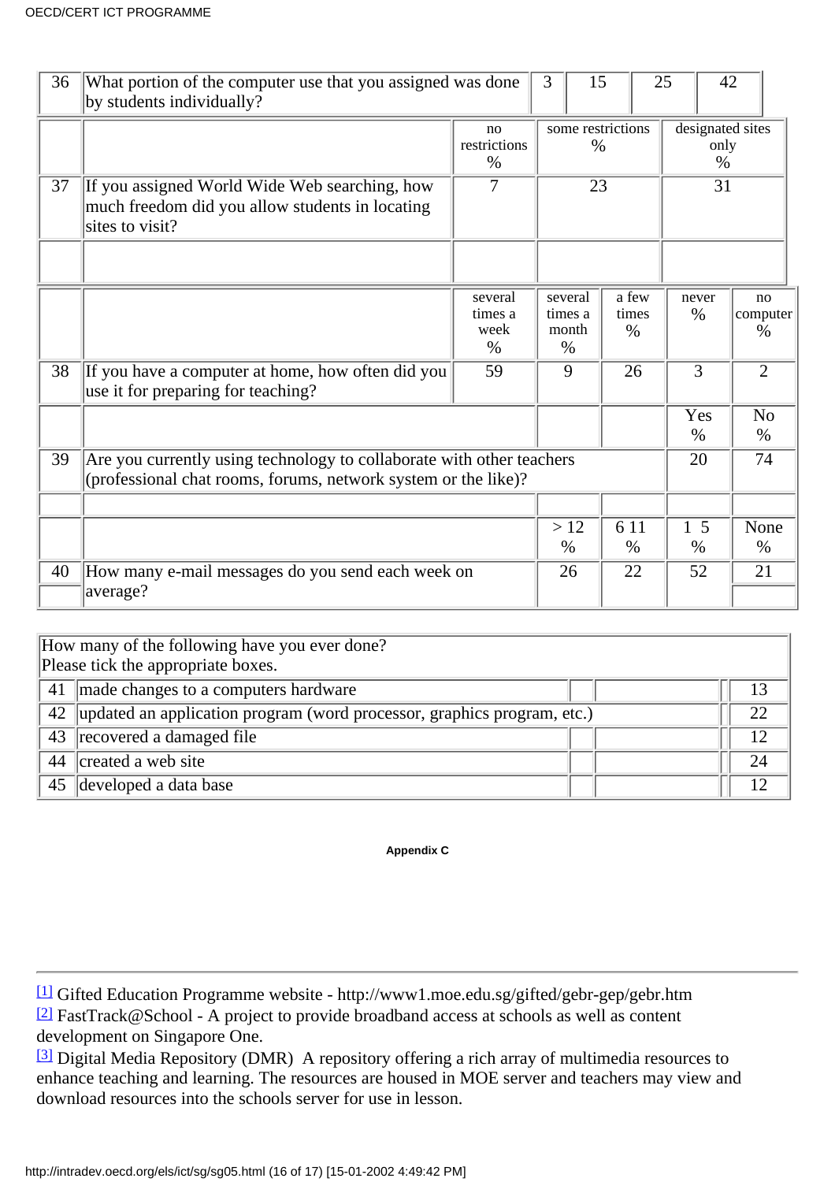| 36 | What portion of the computer use that you assigned was done by students individually? | 3 | 15 | 25 | 42 |
|---|---|---|---|---|---|

| | | no restrictions % | some restrictions % | designated sites only % |
|---|---|---|---|---|
| 37 | If you assigned World Wide Web searching, how much freedom did you allow students in locating sites to visit? | 7 | 23 | 31 |

| | | several times a week % | several times a month % | a few times % | never % | no computer % |
|---|---|---|---|---|---|---|
| 38 | If you have a computer at home, how often did you use it for preparing for teaching? | 59 | 9 | 26 | 3 | 2 |
| | | | | | Yes % | No % |
| 39 | Are you currently using technology to collaborate with other teachers (professional chat rooms, forums, network system or the like)? | | | | 20 | 74 |
| | | | > 12 % | 6 11 % | 1 5 % | None % |
| 40 | How many e-mail messages do you send each week on average? | | 26 | 22 | 52 | 21 |

How many of the following have you ever done?
Please tick the appropriate boxes.

| | | |
|---|---|---|
| 41 | made changes to a computers hardware | 13 |
| 42 | updated an application program (word processor, graphics program, etc.) | 22 |
| 43 | recovered a damaged file | 12 |
| 44 | created a web site | 24 |
| 45 | developed a data base | 12 |

**Appendix C**

---

[1] Gifted Education Programme website - http://www1.moe.edu.sg/gifted/gebr-gep/gebr.htm
[2] FastTrack@School - A project to provide broadband access at schools as well as content development on Singapore One.
[3] Digital Media Repository (DMR) A repository offering a rich array of multimedia resources to enhance teaching and learning. The resources are housed in MOE server and teachers may view and download resources into the schools server for use in lesson.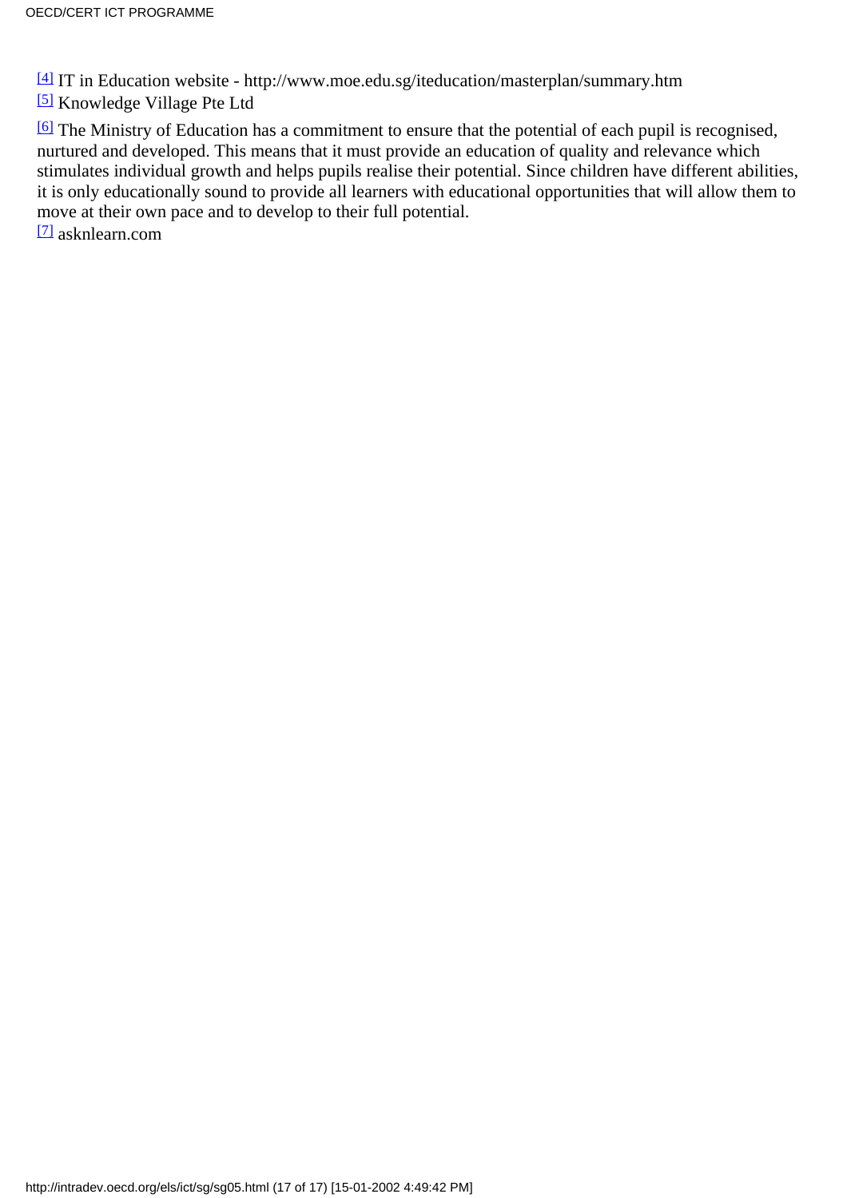[4] IT in Education website - http://www.moe.edu.sg/iteducation/masterplan/summary.htm

[5] Knowledge Village Pte Ltd

[6] The Ministry of Education has a commitment to ensure that the potential of each pupil is recognised, nurtured and developed. This means that it must provide an education of quality and relevance which stimulates individual growth and helps pupils realise their potential. Since children have different abilities, it is only educationally sound to provide all learners with educational opportunities that will allow them to move at their own pace and to develop to their full potential.

[7] asknlearn.com